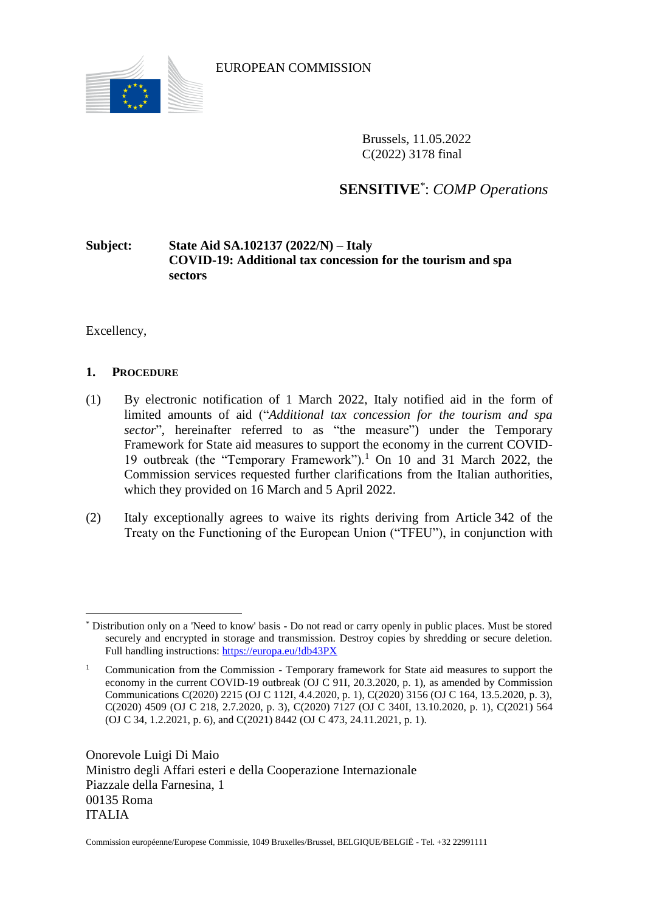EUROPEAN COMMISSION

Brussels, 11.05.2022
C(2022) 3178 final

**SENSITIVE**[*]: *COMP Operations*

**Subject: State Aid SA.102137 (2022/N) – Italy**
**COVID-19: Additional tax concession for the tourism and spa sectors**

Excellency,

## 1. PROCEDURE

(1) By electronic notification of 1 March 2022, Italy notified aid in the form of limited amounts of aid ("*Additional tax concession for the tourism and spa sector*", hereinafter referred to as "the measure") under the Temporary Framework for State aid measures to support the economy in the current COVID-19 outbreak (the "Temporary Framework").[1] On 10 and 31 March 2022, the Commission services requested further clarifications from the Italian authorities, which they provided on 16 March and 5 April 2022.

(2) Italy exceptionally agrees to waive its rights deriving from Article 342 of the Treaty on the Functioning of the European Union ("TFEU"), in conjunction with

---

[*] Distribution only on a 'Need to know' basis - Do not read or carry openly in public places. Must be stored securely and encrypted in storage and transmission. Destroy copies by shredding or secure deletion. Full handling instructions: https://europa.eu/!db43PX

[1] Communication from the Commission - Temporary framework for State aid measures to support the economy in the current COVID-19 outbreak (OJ C 91I, 20.3.2020, p. 1), as amended by Commission Communications C(2020) 2215 (OJ C 112I, 4.4.2020, p. 1), C(2020) 3156 (OJ C 164, 13.5.2020, p. 3), C(2020) 4509 (OJ C 218, 2.7.2020, p. 3), C(2020) 7127 (OJ C 340I, 13.10.2020, p. 1), C(2021) 564 (OJ C 34, 1.2.2021, p. 6), and C(2021) 8442 (OJ C 473, 24.11.2021, p. 1).

Onorevole Luigi Di Maio
Ministro degli Affari esteri e della Cooperazione Internazionale
Piazzale della Farnesina, 1
00135 Roma
ITALIA

Commission européenne/Europese Commissie, 1049 Bruxelles/Brussel, BELGIQUE/BELGIË - Tel. +32 22991111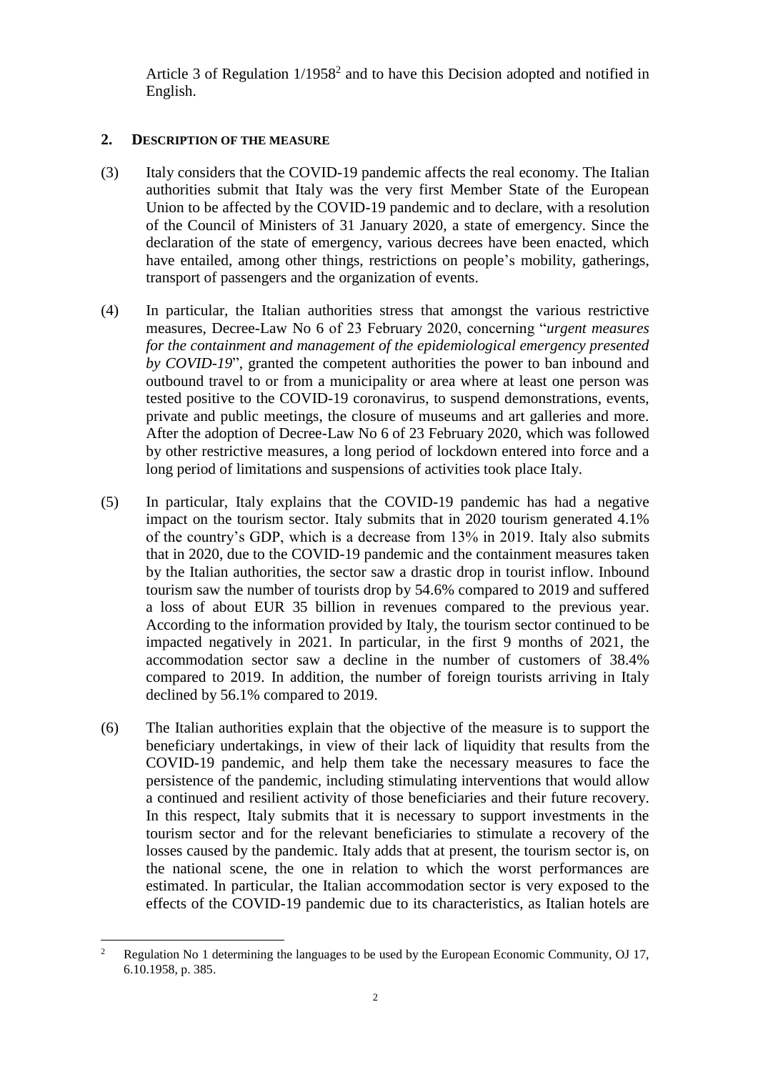Article 3 of Regulation 1/1958[2] and to have this Decision adopted and notified in English.

## 2. DESCRIPTION OF THE MEASURE

(3) Italy considers that the COVID-19 pandemic affects the real economy. The Italian authorities submit that Italy was the very first Member State of the European Union to be affected by the COVID-19 pandemic and to declare, with a resolution of the Council of Ministers of 31 January 2020, a state of emergency. Since the declaration of the state of emergency, various decrees have been enacted, which have entailed, among other things, restrictions on people's mobility, gatherings, transport of passengers and the organization of events.

(4) In particular, the Italian authorities stress that amongst the various restrictive measures, Decree-Law No 6 of 23 February 2020, concerning "*urgent measures for the containment and management of the epidemiological emergency presented by COVID-19*", granted the competent authorities the power to ban inbound and outbound travel to or from a municipality or area where at least one person was tested positive to the COVID-19 coronavirus, to suspend demonstrations, events, private and public meetings, the closure of museums and art galleries and more. After the adoption of Decree-Law No 6 of 23 February 2020, which was followed by other restrictive measures, a long period of lockdown entered into force and a long period of limitations and suspensions of activities took place Italy.

(5) In particular, Italy explains that the COVID-19 pandemic has had a negative impact on the tourism sector. Italy submits that in 2020 tourism generated 4.1% of the country's GDP, which is a decrease from 13% in 2019. Italy also submits that in 2020, due to the COVID-19 pandemic and the containment measures taken by the Italian authorities, the sector saw a drastic drop in tourist inflow. Inbound tourism saw the number of tourists drop by 54.6% compared to 2019 and suffered a loss of about EUR 35 billion in revenues compared to the previous year. According to the information provided by Italy, the tourism sector continued to be impacted negatively in 2021. In particular, in the first 9 months of 2021, the accommodation sector saw a decline in the number of customers of 38.4% compared to 2019. In addition, the number of foreign tourists arriving in Italy declined by 56.1% compared to 2019.

(6) The Italian authorities explain that the objective of the measure is to support the beneficiary undertakings, in view of their lack of liquidity that results from the COVID-19 pandemic, and help them take the necessary measures to face the persistence of the pandemic, including stimulating interventions that would allow a continued and resilient activity of those beneficiaries and their future recovery. In this respect, Italy submits that it is necessary to support investments in the tourism sector and for the relevant beneficiaries to stimulate a recovery of the losses caused by the pandemic. Italy adds that at present, the tourism sector is, on the national scene, the one in relation to which the worst performances are estimated. In particular, the Italian accommodation sector is very exposed to the effects of the COVID-19 pandemic due to its characteristics, as Italian hotels are

---

[2] Regulation No 1 determining the languages to be used by the European Economic Community, OJ 17, 6.10.1958, p. 385.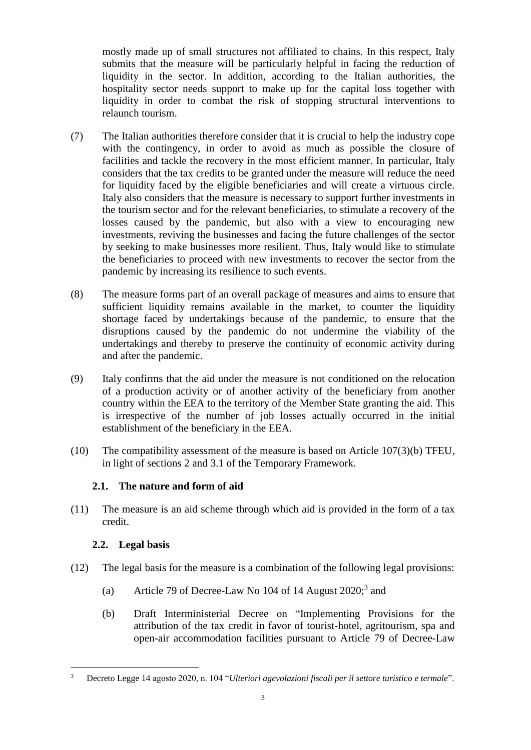mostly made up of small structures not affiliated to chains. In this respect, Italy submits that the measure will be particularly helpful in facing the reduction of liquidity in the sector. In addition, according to the Italian authorities, the hospitality sector needs support to make up for the capital loss together with liquidity in order to combat the risk of stopping structural interventions to relaunch tourism.

(7) The Italian authorities therefore consider that it is crucial to help the industry cope with the contingency, in order to avoid as much as possible the closure of facilities and tackle the recovery in the most efficient manner. In particular, Italy considers that the tax credits to be granted under the measure will reduce the need for liquidity faced by the eligible beneficiaries and will create a virtuous circle. Italy also considers that the measure is necessary to support further investments in the tourism sector and for the relevant beneficiaries, to stimulate a recovery of the losses caused by the pandemic, but also with a view to encouraging new investments, reviving the businesses and facing the future challenges of the sector by seeking to make businesses more resilient. Thus, Italy would like to stimulate the beneficiaries to proceed with new investments to recover the sector from the pandemic by increasing its resilience to such events.

(8) The measure forms part of an overall package of measures and aims to ensure that sufficient liquidity remains available in the market, to counter the liquidity shortage faced by undertakings because of the pandemic, to ensure that the disruptions caused by the pandemic do not undermine the viability of the undertakings and thereby to preserve the continuity of economic activity during and after the pandemic.

(9) Italy confirms that the aid under the measure is not conditioned on the relocation of a production activity or of another activity of the beneficiary from another country within the EEA to the territory of the Member State granting the aid. This is irrespective of the number of job losses actually occurred in the initial establishment of the beneficiary in the EEA.

(10) The compatibility assessment of the measure is based on Article 107(3)(b) TFEU, in light of sections 2 and 3.1 of the Temporary Framework.

### 2.1. The nature and form of aid

(11) The measure is an aid scheme through which aid is provided in the form of a tax credit.

### 2.2. Legal basis

(12) The legal basis for the measure is a combination of the following legal provisions:

(a) Article 79 of Decree-Law No 104 of 14 August 2020;[3] and

(b) Draft Interministerial Decree on "Implementing Provisions for the attribution of the tax credit in favor of tourist-hotel, agritourism, spa and open-air accommodation facilities pursuant to Article 79 of Decree-Law

---

[3] Decreto Legge 14 agosto 2020, n. 104 "*Ulteriori agevolazioni fiscali per il settore turistico e termale*".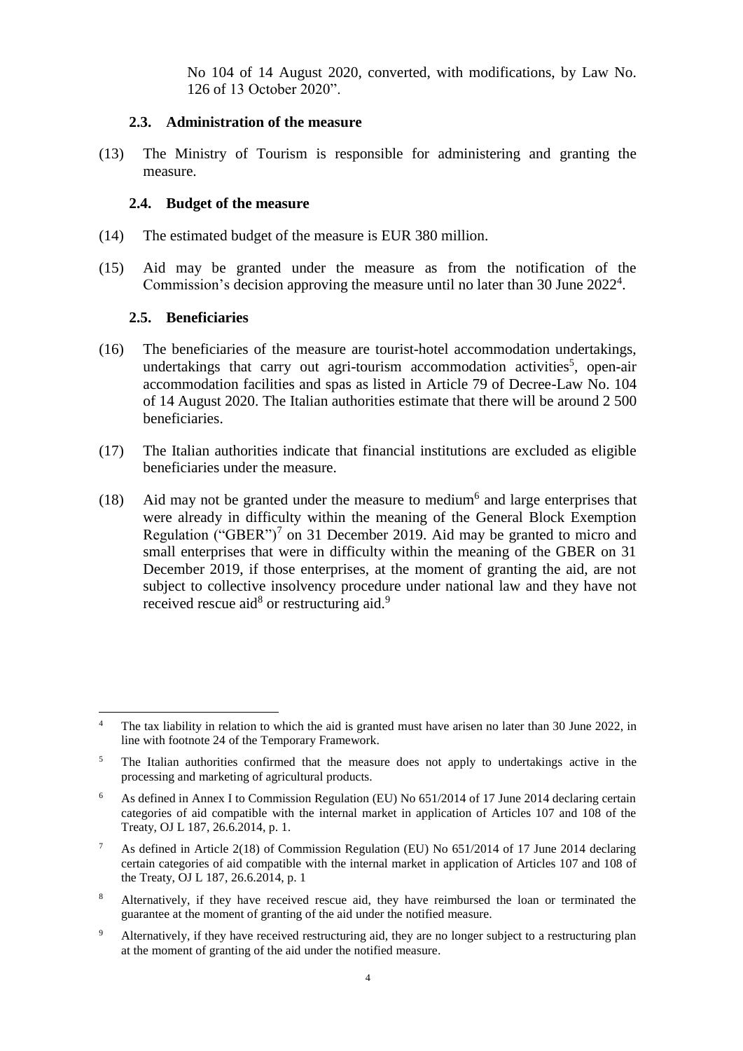No 104 of 14 August 2020, converted, with modifications, by Law No. 126 of 13 October 2020".

### 2.3. Administration of the measure

(13) The Ministry of Tourism is responsible for administering and granting the measure.

### 2.4. Budget of the measure

(14) The estimated budget of the measure is EUR 380 million.

(15) Aid may be granted under the measure as from the notification of the Commission's decision approving the measure until no later than 30 June 2022[4].

### 2.5. Beneficiaries

(16) The beneficiaries of the measure are tourist-hotel accommodation undertakings, undertakings that carry out agri-tourism accommodation activities[5], open-air accommodation facilities and spas as listed in Article 79 of Decree-Law No. 104 of 14 August 2020. The Italian authorities estimate that there will be around 2 500 beneficiaries.

(17) The Italian authorities indicate that financial institutions are excluded as eligible beneficiaries under the measure.

(18) Aid may not be granted under the measure to medium[6] and large enterprises that were already in difficulty within the meaning of the General Block Exemption Regulation ("GBER")[7] on 31 December 2019. Aid may be granted to micro and small enterprises that were in difficulty within the meaning of the GBER on 31 December 2019, if those enterprises, at the moment of granting the aid, are not subject to collective insolvency procedure under national law and they have not received rescue aid[8] or restructuring aid.[9]

---

[4] The tax liability in relation to which the aid is granted must have arisen no later than 30 June 2022, in line with footnote 24 of the Temporary Framework.

[5] The Italian authorities confirmed that the measure does not apply to undertakings active in the processing and marketing of agricultural products.

[6] As defined in Annex I to Commission Regulation (EU) No 651/2014 of 17 June 2014 declaring certain categories of aid compatible with the internal market in application of Articles 107 and 108 of the Treaty, OJ L 187, 26.6.2014, p. 1.

[7] As defined in Article 2(18) of Commission Regulation (EU) No 651/2014 of 17 June 2014 declaring certain categories of aid compatible with the internal market in application of Articles 107 and 108 of the Treaty, OJ L 187, 26.6.2014, p. 1

[8] Alternatively, if they have received rescue aid, they have reimbursed the loan or terminated the guarantee at the moment of granting of the aid under the notified measure.

[9] Alternatively, if they have received restructuring aid, they are no longer subject to a restructuring plan at the moment of granting of the aid under the notified measure.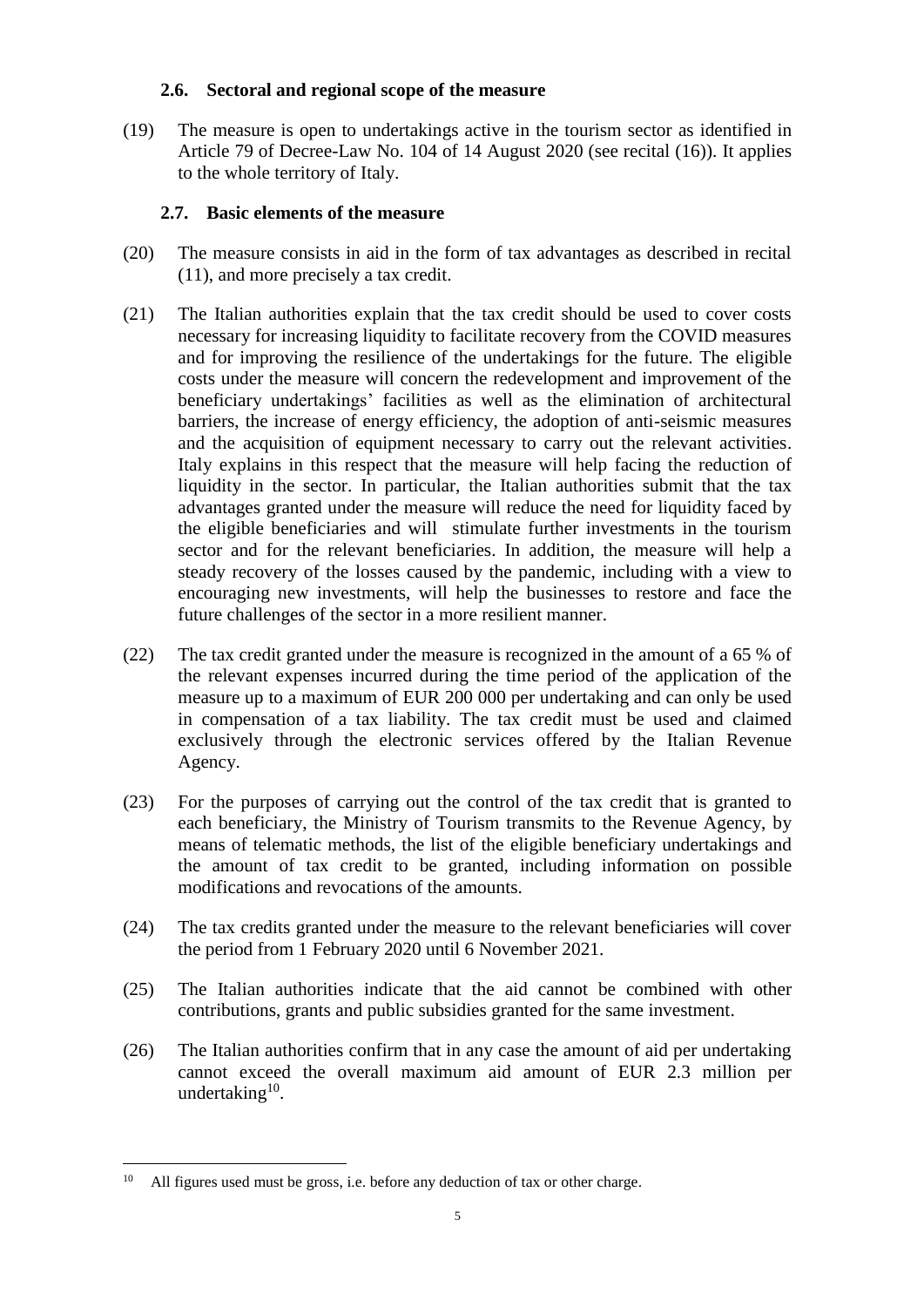### 2.6. Sectoral and regional scope of the measure

(19) The measure is open to undertakings active in the tourism sector as identified in Article 79 of Decree-Law No. 104 of 14 August 2020 (see recital (16)). It applies to the whole territory of Italy.

### 2.7. Basic elements of the measure

(20) The measure consists in aid in the form of tax advantages as described in recital (11), and more precisely a tax credit.

(21) The Italian authorities explain that the tax credit should be used to cover costs necessary for increasing liquidity to facilitate recovery from the COVID measures and for improving the resilience of the undertakings for the future. The eligible costs under the measure will concern the redevelopment and improvement of the beneficiary undertakings' facilities as well as the elimination of architectural barriers, the increase of energy efficiency, the adoption of anti-seismic measures and the acquisition of equipment necessary to carry out the relevant activities. Italy explains in this respect that the measure will help facing the reduction of liquidity in the sector. In particular, the Italian authorities submit that the tax advantages granted under the measure will reduce the need for liquidity faced by the eligible beneficiaries and will stimulate further investments in the tourism sector and for the relevant beneficiaries. In addition, the measure will help a steady recovery of the losses caused by the pandemic, including with a view to encouraging new investments, will help the businesses to restore and face the future challenges of the sector in a more resilient manner.

(22) The tax credit granted under the measure is recognized in the amount of a 65 % of the relevant expenses incurred during the time period of the application of the measure up to a maximum of EUR 200 000 per undertaking and can only be used in compensation of a tax liability. The tax credit must be used and claimed exclusively through the electronic services offered by the Italian Revenue Agency.

(23) For the purposes of carrying out the control of the tax credit that is granted to each beneficiary, the Ministry of Tourism transmits to the Revenue Agency, by means of telematic methods, the list of the eligible beneficiary undertakings and the amount of tax credit to be granted, including information on possible modifications and revocations of the amounts.

(24) The tax credits granted under the measure to the relevant beneficiaries will cover the period from 1 February 2020 until 6 November 2021.

(25) The Italian authorities indicate that the aid cannot be combined with other contributions, grants and public subsidies granted for the same investment.

(26) The Italian authorities confirm that in any case the amount of aid per undertaking cannot exceed the overall maximum aid amount of EUR 2.3 million per undertaking[10].

---

[10] All figures used must be gross, i.e. before any deduction of tax or other charge.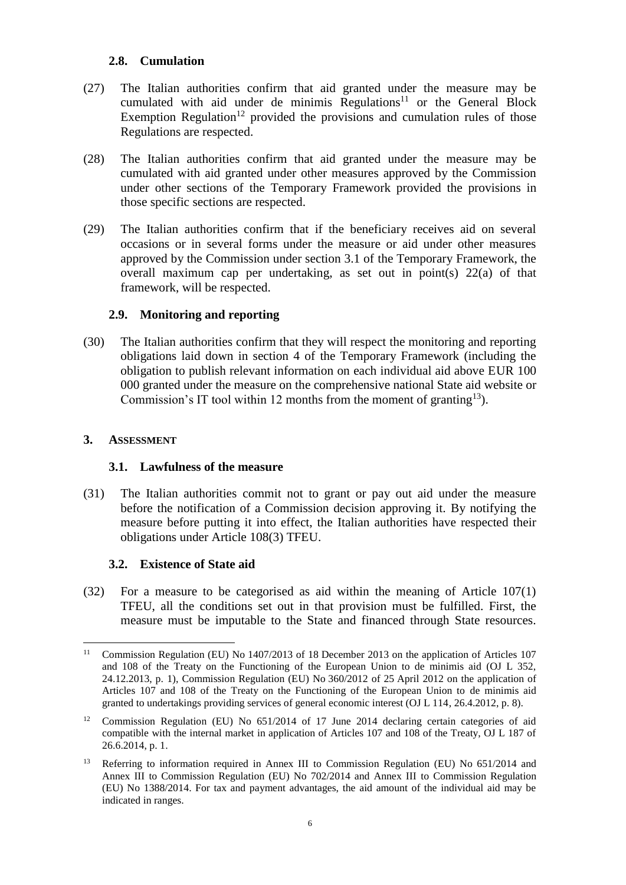### 2.8. Cumulation

(27) The Italian authorities confirm that aid granted under the measure may be cumulated with aid under de minimis Regulations[11] or the General Block Exemption Regulation[12] provided the provisions and cumulation rules of those Regulations are respected.

(28) The Italian authorities confirm that aid granted under the measure may be cumulated with aid granted under other measures approved by the Commission under other sections of the Temporary Framework provided the provisions in those specific sections are respected.

(29) The Italian authorities confirm that if the beneficiary receives aid on several occasions or in several forms under the measure or aid under other measures approved by the Commission under section 3.1 of the Temporary Framework, the overall maximum cap per undertaking, as set out in point(s) 22(a) of that framework, will be respected.

### 2.9. Monitoring and reporting

(30) The Italian authorities confirm that they will respect the monitoring and reporting obligations laid down in section 4 of the Temporary Framework (including the obligation to publish relevant information on each individual aid above EUR 100 000 granted under the measure on the comprehensive national State aid website or Commission's IT tool within 12 months from the moment of granting[13]).

## 3. Assessment

### 3.1. Lawfulness of the measure

(31) The Italian authorities commit not to grant or pay out aid under the measure before the notification of a Commission decision approving it. By notifying the measure before putting it into effect, the Italian authorities have respected their obligations under Article 108(3) TFEU.

### 3.2. Existence of State aid

(32) For a measure to be categorised as aid within the meaning of Article 107(1) TFEU, all the conditions set out in that provision must be fulfilled. First, the measure must be imputable to the State and financed through State resources.

---

[11] Commission Regulation (EU) No 1407/2013 of 18 December 2013 on the application of Articles 107 and 108 of the Treaty on the Functioning of the European Union to de minimis aid (OJ L 352, 24.12.2013, p. 1), Commission Regulation (EU) No 360/2012 of 25 April 2012 on the application of Articles 107 and 108 of the Treaty on the Functioning of the European Union to de minimis aid granted to undertakings providing services of general economic interest (OJ L 114, 26.4.2012, p. 8).

[12] Commission Regulation (EU) No 651/2014 of 17 June 2014 declaring certain categories of aid compatible with the internal market in application of Articles 107 and 108 of the Treaty, OJ L 187 of 26.6.2014, p. 1.

[13] Referring to information required in Annex III to Commission Regulation (EU) No 651/2014 and Annex III to Commission Regulation (EU) No 702/2014 and Annex III to Commission Regulation (EU) No 1388/2014. For tax and payment advantages, the aid amount of the individual aid may be indicated in ranges.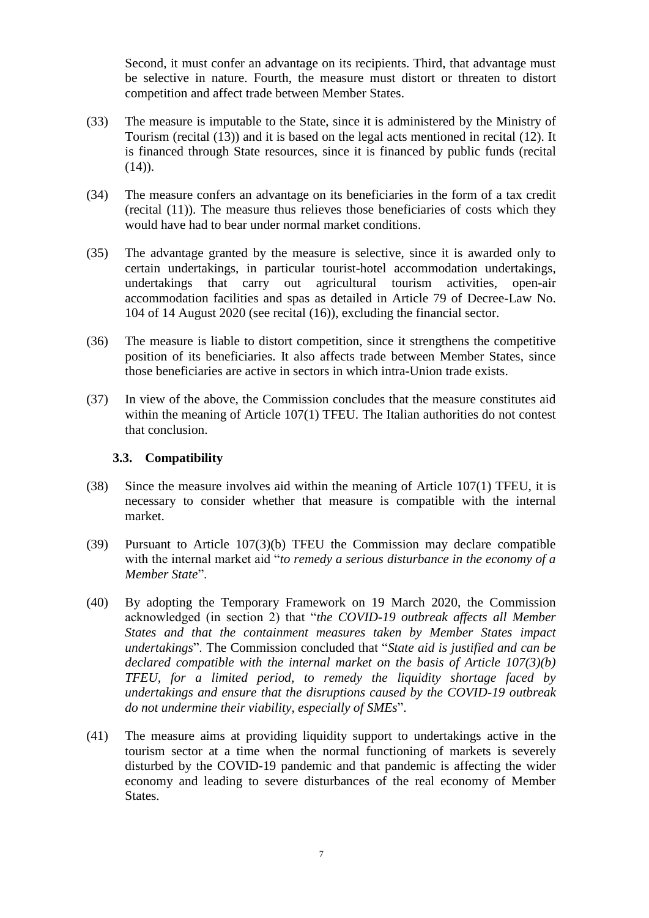Second, it must confer an advantage on its recipients. Third, that advantage must be selective in nature. Fourth, the measure must distort or threaten to distort competition and affect trade between Member States.

(33) The measure is imputable to the State, since it is administered by the Ministry of Tourism (recital (13)) and it is based on the legal acts mentioned in recital (12). It is financed through State resources, since it is financed by public funds (recital (14)).

(34) The measure confers an advantage on its beneficiaries in the form of a tax credit (recital (11)). The measure thus relieves those beneficiaries of costs which they would have had to bear under normal market conditions.

(35) The advantage granted by the measure is selective, since it is awarded only to certain undertakings, in particular tourist-hotel accommodation undertakings, undertakings that carry out agricultural tourism activities, open-air accommodation facilities and spas as detailed in Article 79 of Decree-Law No. 104 of 14 August 2020 (see recital (16)), excluding the financial sector.

(36) The measure is liable to distort competition, since it strengthens the competitive position of its beneficiaries. It also affects trade between Member States, since those beneficiaries are active in sectors in which intra-Union trade exists.

(37) In view of the above, the Commission concludes that the measure constitutes aid within the meaning of Article 107(1) TFEU. The Italian authorities do not contest that conclusion.

### 3.3. Compatibility

(38) Since the measure involves aid within the meaning of Article 107(1) TFEU, it is necessary to consider whether that measure is compatible with the internal market.

(39) Pursuant to Article 107(3)(b) TFEU the Commission may declare compatible with the internal market aid "*to remedy a serious disturbance in the economy of a Member State*".

(40) By adopting the Temporary Framework on 19 March 2020, the Commission acknowledged (in section 2) that "*the COVID-19 outbreak affects all Member States and that the containment measures taken by Member States impact undertakings*". The Commission concluded that "*State aid is justified and can be declared compatible with the internal market on the basis of Article 107(3)(b) TFEU, for a limited period, to remedy the liquidity shortage faced by undertakings and ensure that the disruptions caused by the COVID-19 outbreak do not undermine their viability, especially of SMEs*".

(41) The measure aims at providing liquidity support to undertakings active in the tourism sector at a time when the normal functioning of markets is severely disturbed by the COVID-19 pandemic and that pandemic is affecting the wider economy and leading to severe disturbances of the real economy of Member States.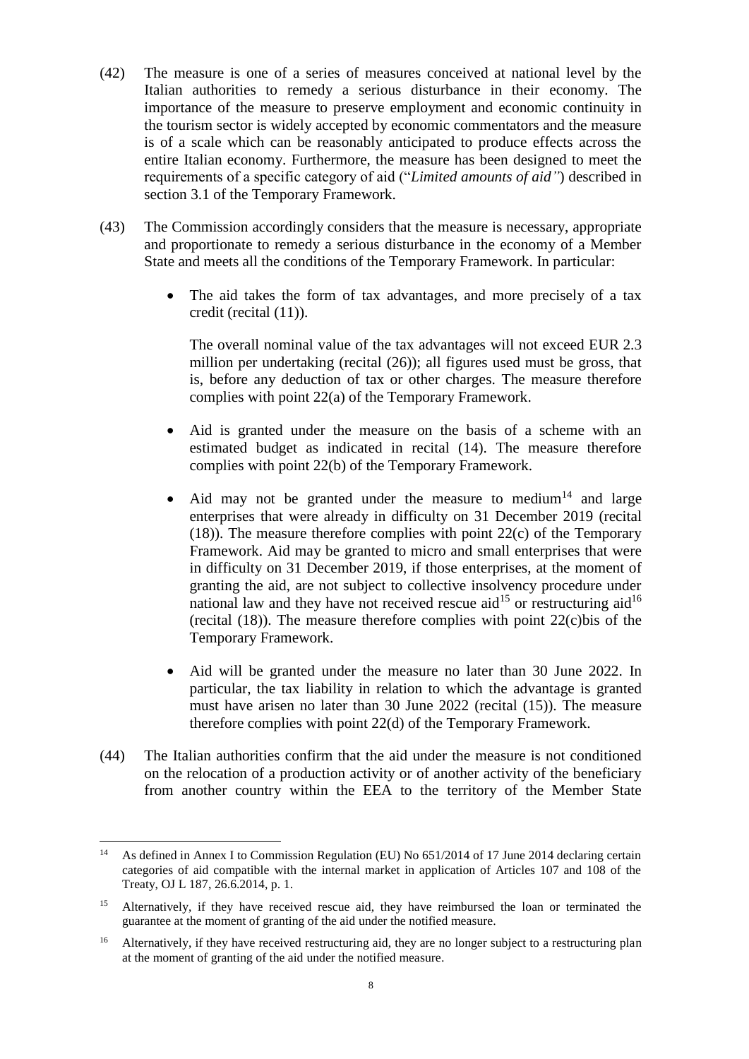(42) The measure is one of a series of measures conceived at national level by the Italian authorities to remedy a serious disturbance in their economy. The importance of the measure to preserve employment and economic continuity in the tourism sector is widely accepted by economic commentators and the measure is of a scale which can be reasonably anticipated to produce effects across the entire Italian economy. Furthermore, the measure has been designed to meet the requirements of a specific category of aid ("*Limited amounts of aid"*) described in section 3.1 of the Temporary Framework.

(43) The Commission accordingly considers that the measure is necessary, appropriate and proportionate to remedy a serious disturbance in the economy of a Member State and meets all the conditions of the Temporary Framework. In particular:

- The aid takes the form of tax advantages, and more precisely of a tax credit (recital (11)).

  The overall nominal value of the tax advantages will not exceed EUR 2.3 million per undertaking (recital (26)); all figures used must be gross, that is, before any deduction of tax or other charges. The measure therefore complies with point 22(a) of the Temporary Framework.

- Aid is granted under the measure on the basis of a scheme with an estimated budget as indicated in recital (14). The measure therefore complies with point 22(b) of the Temporary Framework.

- Aid may not be granted under the measure to medium[14] and large enterprises that were already in difficulty on 31 December 2019 (recital (18)). The measure therefore complies with point 22(c) of the Temporary Framework. Aid may be granted to micro and small enterprises that were in difficulty on 31 December 2019, if those enterprises, at the moment of granting the aid, are not subject to collective insolvency procedure under national law and they have not received rescue aid[15] or restructuring aid[16] (recital (18)). The measure therefore complies with point 22(c)bis of the Temporary Framework.

- Aid will be granted under the measure no later than 30 June 2022. In particular, the tax liability in relation to which the advantage is granted must have arisen no later than 30 June 2022 (recital (15)). The measure therefore complies with point 22(d) of the Temporary Framework.

(44) The Italian authorities confirm that the aid under the measure is not conditioned on the relocation of a production activity or of another activity of the beneficiary from another country within the EEA to the territory of the Member State

---

[14] As defined in Annex I to Commission Regulation (EU) No 651/2014 of 17 June 2014 declaring certain categories of aid compatible with the internal market in application of Articles 107 and 108 of the Treaty, OJ L 187, 26.6.2014, p. 1.

[15] Alternatively, if they have received rescue aid, they have reimbursed the loan or terminated the guarantee at the moment of granting of the aid under the notified measure.

[16] Alternatively, if they have received restructuring aid, they are no longer subject to a restructuring plan at the moment of granting of the aid under the notified measure.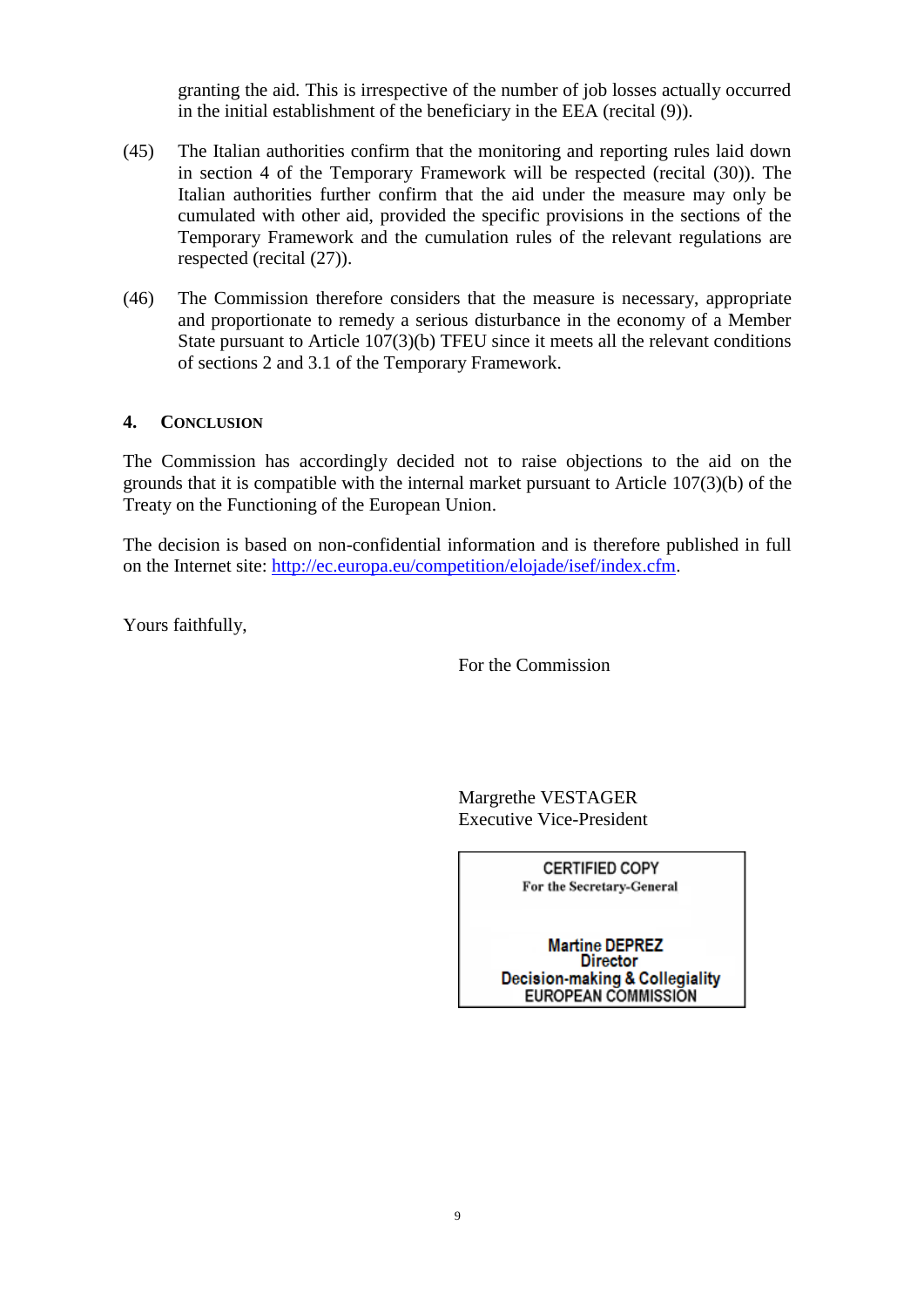granting the aid. This is irrespective of the number of job losses actually occurred in the initial establishment of the beneficiary in the EEA (recital (9)).

(45) The Italian authorities confirm that the monitoring and reporting rules laid down in section 4 of the Temporary Framework will be respected (recital (30)). The Italian authorities further confirm that the aid under the measure may only be cumulated with other aid, provided the specific provisions in the sections of the Temporary Framework and the cumulation rules of the relevant regulations are respected (recital (27)).

(46) The Commission therefore considers that the measure is necessary, appropriate and proportionate to remedy a serious disturbance in the economy of a Member State pursuant to Article 107(3)(b) TFEU since it meets all the relevant conditions of sections 2 and 3.1 of the Temporary Framework.

## 4. CONCLUSION

The Commission has accordingly decided not to raise objections to the aid on the grounds that it is compatible with the internal market pursuant to Article 107(3)(b) of the Treaty on the Functioning of the European Union.

The decision is based on non-confidential information and is therefore published in full on the Internet site: http://ec.europa.eu/competition/elojade/isef/index.cfm.

Yours faithfully,

For the Commission

Margrethe VESTAGER
Executive Vice-President

CERTIFIED COPY
For the Secretary-General

Martine DEPREZ
Director
Decision-making & Collegiality
EUROPEAN COMMISSION